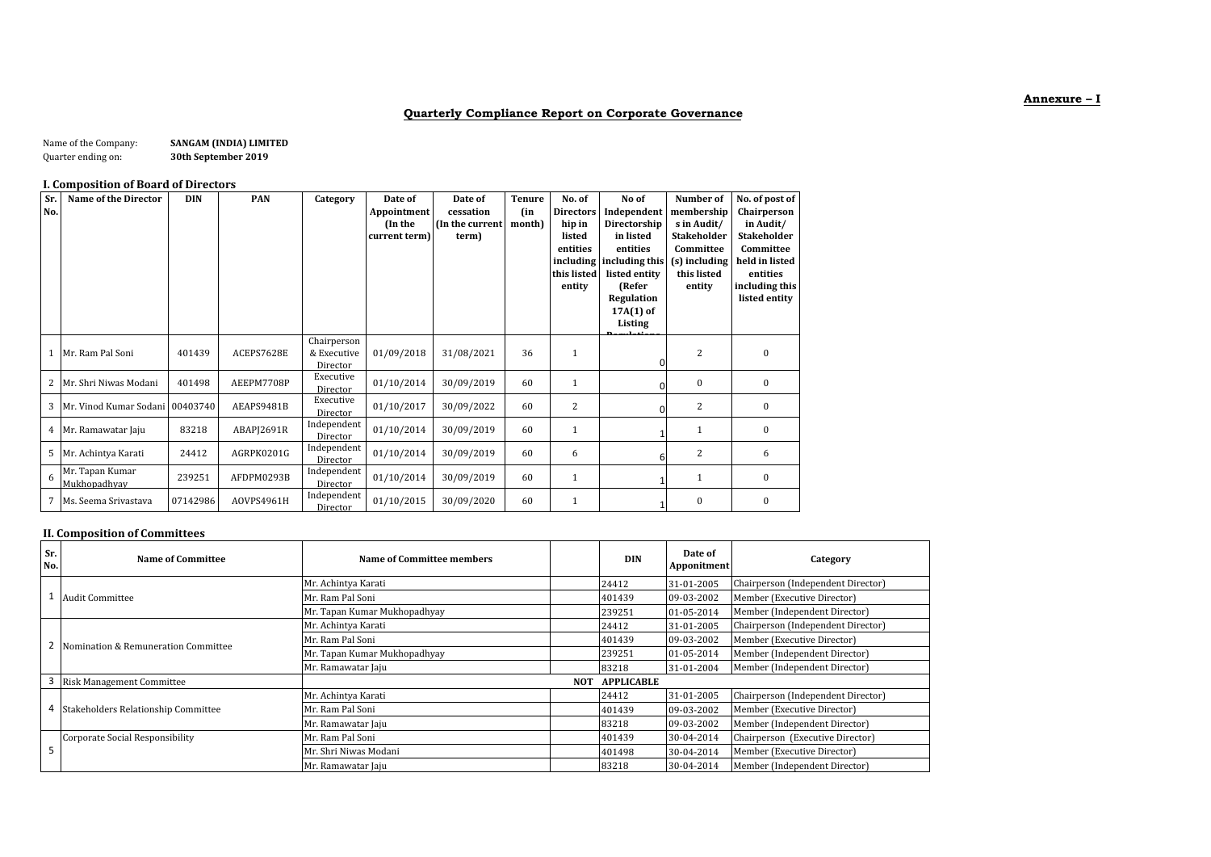**Annexure – I**

## Quarterly Compliance Report on Corporate Governance

Name of the Company: **SANGAM (INDIA) LIMITED**
Quarter ending on: **30th September 2019**

### I. Composition of Board of Directors

| Sr. No. | Name of the Director | DIN | PAN | Category | Date of Appointment (In the current term) | Date of cessation (In the current term) | Tenure (in month) | No. of Directorship in listed entities including this listed entity | No of Independent Directorship in listed entities including this listed entity (Refer Regulation 17A(1) of Listing Regulations | Number of membership s in Audit/ Stakeholder Committee (s) including this listed entity | No. of post of Chairperson in Audit/ Stakeholder Committee held in listed entities including this listed entity |
|---|---|---|---|---|---|---|---|---|---|---|---|
| 1 | Mr. Ram Pal Soni | 401439 | ACEPS7628E | Chairperson & Executive Director | 01/09/2018 | 31/08/2021 | 36 | 1 | 0 | 2 | 0 |
| 2 | Mr. Shri Niwas Modani | 401498 | AEEPM7708P | Executive Director | 01/10/2014 | 30/09/2019 | 60 | 1 | 0 | 0 | 0 |
| 3 | Mr. Vinod Kumar Sodani | 00403740 | AEAPS9481B | Executive Director | 01/10/2017 | 30/09/2022 | 60 | 2 | 0 | 2 | 0 |
| 4 | Mr. Ramawatar Jaju | 83218 | ABAPJ2691R | Independent Director | 01/10/2014 | 30/09/2019 | 60 | 1 | 1 | 1 | 0 |
| 5 | Mr. Achintya Karati | 24412 | AGRPK0201G | Independent Director | 01/10/2014 | 30/09/2019 | 60 | 6 | 6 | 2 | 6 |
| 6 | Mr. Tapan Kumar Mukhopadhyay | 239251 | AFDPM0293B | Independent Director | 01/10/2014 | 30/09/2019 | 60 | 1 | 1 | 1 | 0 |
| 7 | Ms. Seema Srivastava | 07142986 | AOVPS4961H | Independent Director | 01/10/2015 | 30/09/2020 | 60 | 1 | 1 | 0 | 0 |

### II. Composition of Committees

| Sr. No. | Name of Committee | Name of Committee members | | DIN | Date of Appointment | Category |
|---|---|---|---|---|---|---|
| 1 | Audit Committee | Mr. Achintya Karati | | 24412 | 31-01-2005 | Chairperson (Independent Director) |
| | | Mr. Ram Pal Soni | | 401439 | 09-03-2002 | Member (Executive Director) |
| | | Mr. Tapan Kumar Mukhopadhyay | | 239251 | 01-05-2014 | Member (Independent Director) |
| 2 | Nomination & Remuneration Committee | Mr. Achintya Karati | | 24412 | 31-01-2005 | Chairperson (Independent Director) |
| | | Mr. Ram Pal Soni | | 401439 | 09-03-2002 | Member (Executive Director) |
| | | Mr. Tapan Kumar Mukhopadhyay | | 239251 | 01-05-2014 | Member (Independent Director) |
| | | Mr. Ramawatar Jaju | | 83218 | 31-01-2004 | Member (Independent Director) |
| 3 | Risk Management Committee | | NOT | APPLICABLE | | |
| 4 | Stakeholders Relationship Committee | Mr. Achintya Karati | | 24412 | 31-01-2005 | Chairperson (Independent Director) |
| | | Mr. Ram Pal Soni | | 401439 | 09-03-2002 | Member (Executive Director) |
| | | Mr. Ramawatar Jaju | | 83218 | 09-03-2002 | Member (Independent Director) |
| 5 | Corporate Social Responsibility | Mr. Ram Pal Soni | | 401439 | 30-04-2014 | Chairperson (Executive Director) |
| | | Mr. Shri Niwas Modani | | 401498 | 30-04-2014 | Member (Executive Director) |
| | | Mr. Ramawatar Jaju | | 83218 | 30-04-2014 | Member (Independent Director) |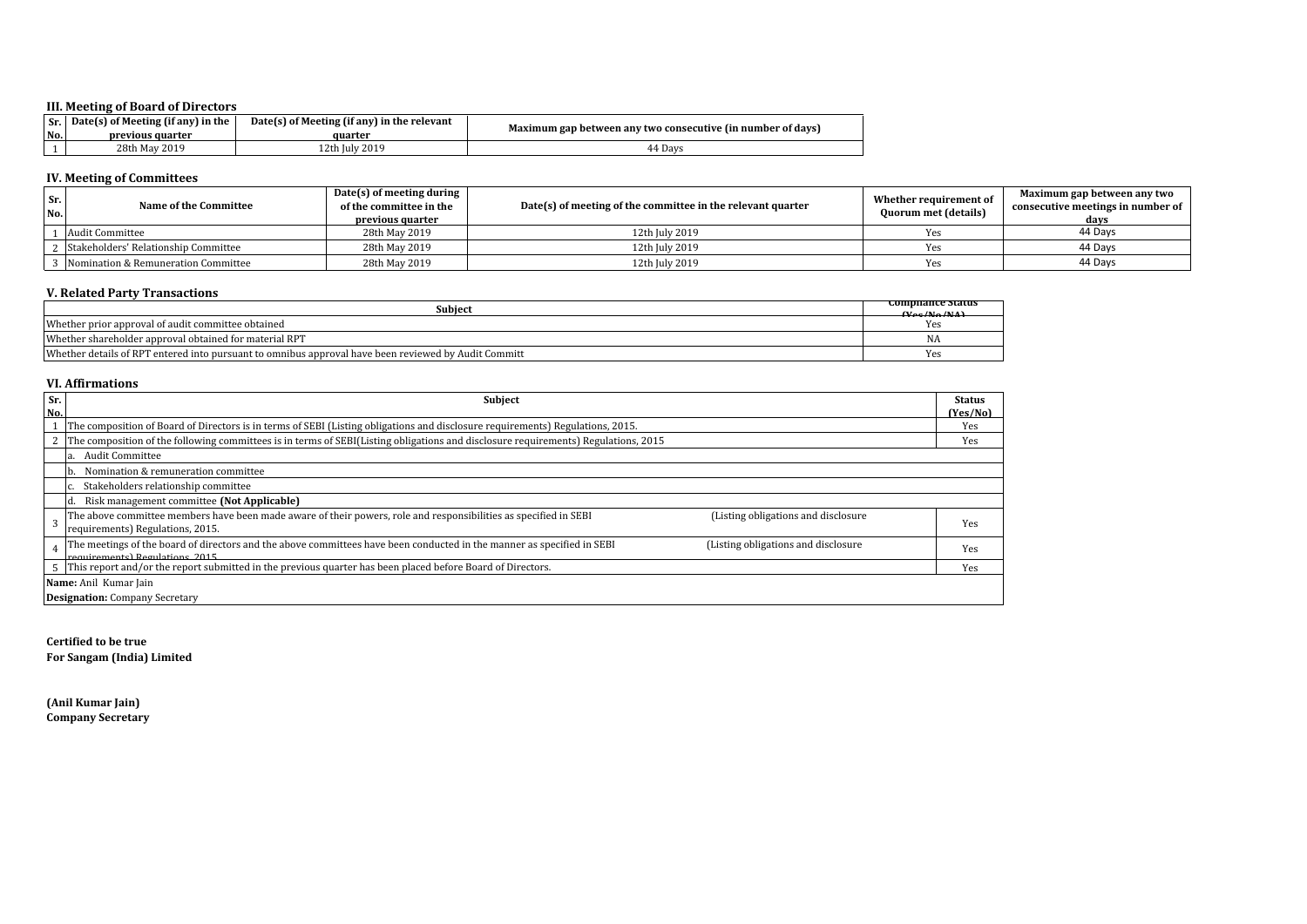### III. Meeting of Board of Directors

| Sr. No. | Date(s) of Meeting (if any) in the previous quarter | Date(s) of Meeting (if any) in the relevant quarter | Maximum gap between any two consecutive (in number of days) |
|---|---|---|---|
| 1 | 28th May 2019 | 12th July 2019 | 44 Days |

### IV. Meeting of Committees

| Sr. No. | Name of the Committee | Date(s) of meeting during of the committee in the previous quarter | Date(s) of meeting of the committee in the relevant quarter | Whether requirement of Quorum met (details) | Maximum gap between any two consecutive meetings in number of days |
|---|---|---|---|---|---|
| 1 | Audit Committee | 28th May 2019 | 12th July 2019 | Yes | 44 Days |
| 2 | Stakeholders' Relationship Committee | 28th May 2019 | 12th July 2019 | Yes | 44 Days |
| 3 | Nomination & Remuneration Committee | 28th May 2019 | 12th July 2019 | Yes | 44 Days |

### V. Related Party Transactions

| Subject | Compliance Status (Yes/No/NA) |
|---|---|
| Whether prior approval of audit committee obtained | Yes |
| Whether shareholder approval obtained for material RPT | NA |
| Whether details of RPT entered into pursuant to omnibus approval have been reviewed by Audit Committ | Yes |

### VI. Affirmations

| Sr. No. | Subject | Status (Yes/No) |
|---|---|---|
| 1 | The composition of Board of Directors is in terms of SEBI (Listing obligations and disclosure requirements) Regulations, 2015. | Yes |
| 2 | The composition of the following committees is in terms of SEBI(Listing obligations and disclosure requirements) Regulations, 2015 | Yes |
| | a. Audit Committee | |
| | b. Nomination & remuneration committee | |
| | c. Stakeholders relationship committee | |
| | d. Risk management committee **(Not Applicable)** | |
| 3 | The above committee members have been made aware of their powers, role and responsibilities as specified in SEBI (Listing obligations and disclosure requirements) Regulations, 2015. | Yes |
| 4 | The meetings of the board of directors and the above committees have been conducted in the manner as specified in SEBI (Listing obligations and disclosure requirements) Regulations, 2015 | Yes |
| 5 | This report and/or the report submitted in the previous quarter has been placed before Board of Directors. | Yes |
| **Name:** Anil Kumar Jain | | |
| **Designation:** Company Secretary | | |

**Certified to be true**
**For Sangam (India) Limited**

**(Anil Kumar Jain)**
**Company Secretary**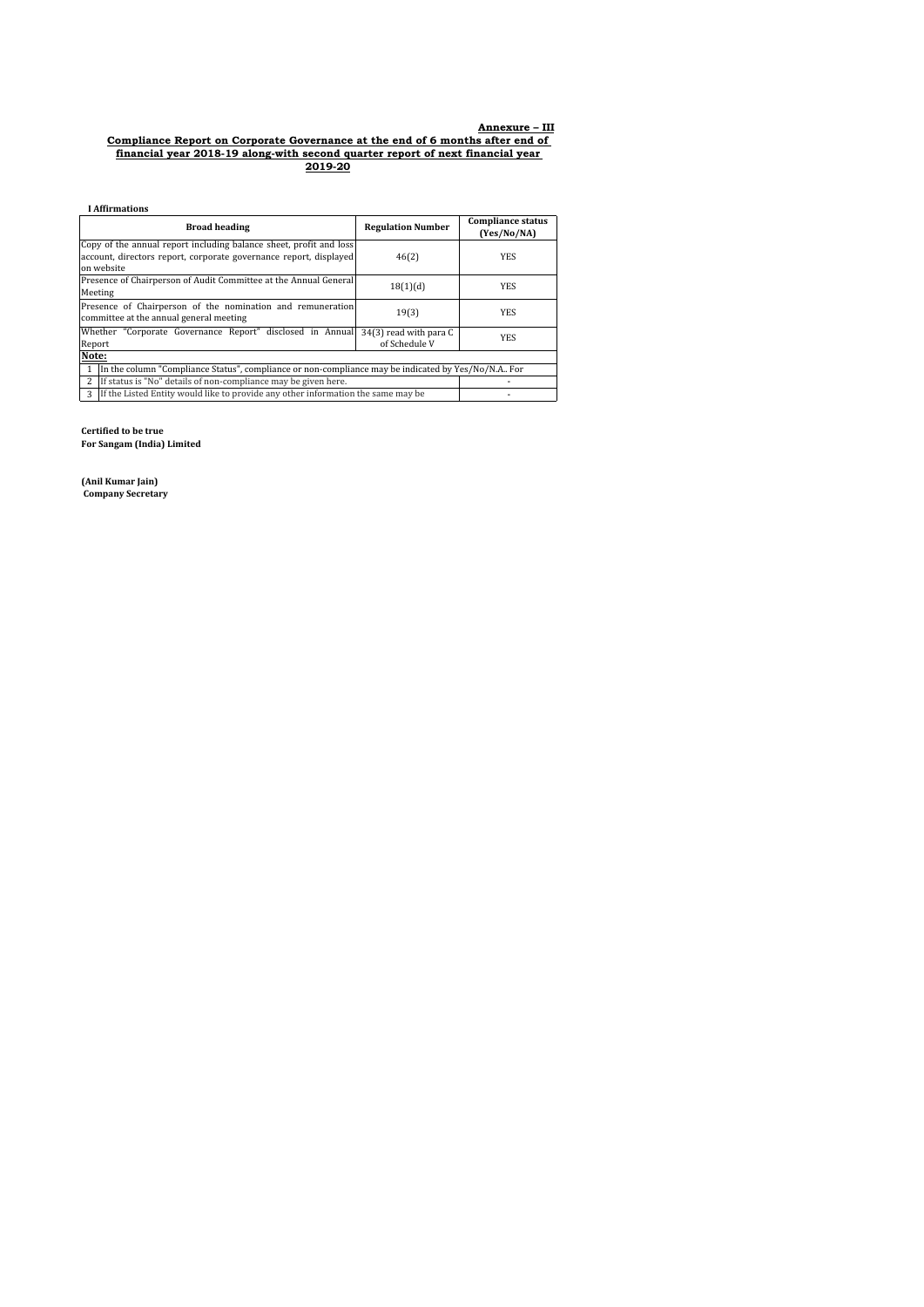**Annexure – III**

## Compliance Report on Corporate Governance at the end of 6 months after end of financial year 2018-19 along-with second quarter report of next financial year 2019-20

**I Affirmations**

| Broad heading | Regulation Number | Compliance status (Yes/No/NA) |
|---|---|---|
| Copy of the annual report including balance sheet, profit and loss account, directors report, corporate governance report, displayed on website | 46(2) | YES |
| Presence of Chairperson of Audit Committee at the Annual General Meeting | 18(1)(d) | YES |
| Presence of Chairperson of the nomination and remuneration committee at the annual general meeting | 19(3) | YES |
| Whether "Corporate Governance Report" disclosed in Annual Report | 34(3) read with para C of Schedule V | YES |

**Note:**

| | | |
|---|---|---|
| 1 | In the column "Compliance Status", compliance or non-compliance may be indicated by Yes/No/N.A.. For | |
| 2 | If status is "No" details of non-compliance may be given here. | - |
| 3 | If the Listed Entity would like to provide any other information the same may be | - |

**Certified to be true**
**For Sangam (India) Limited**

**(Anil Kumar Jain)**
**Company Secretary**